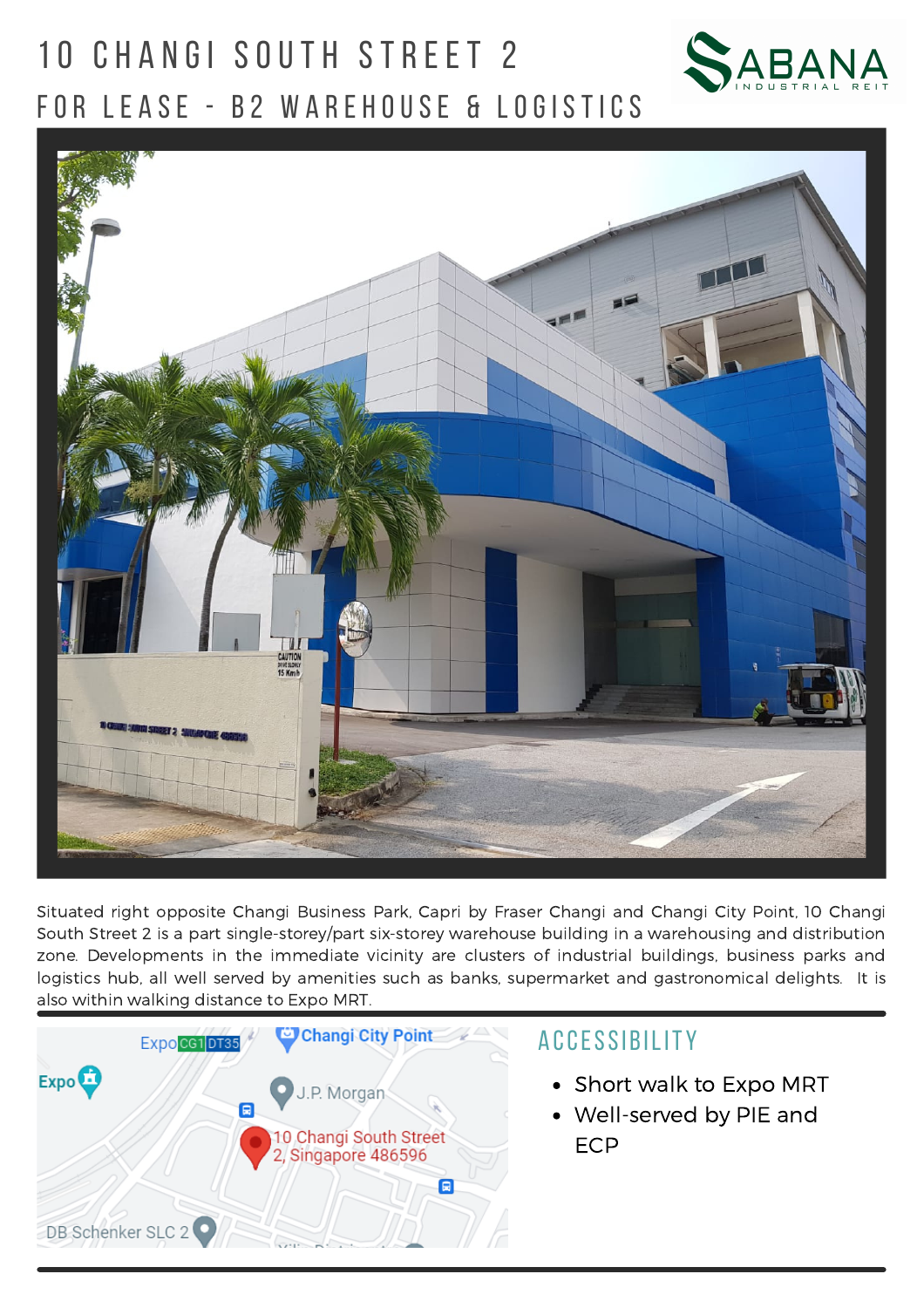# 10 CHANGI SOUTH STREET 2

## FOR LEASE - B2 WAREHOUSE & LOGISTICS

Situated right opposite Changi Business Park, Capri by Fraser Changi and Changi City Point, 10 Changi South Street 2 is a part single-storey/part six-storey warehouse building in a warehousing and distribution zone. Developments in the immediate vicinity are clusters of industrial buildings, business parks and logistics hub, all well served by amenities such as banks, supermarket and gastronomical delights. It is also within walking distance to Expo MRT.

## ACCESSIBILITY

- Short walk to Expo MRT
- Well-served by PIE and ECP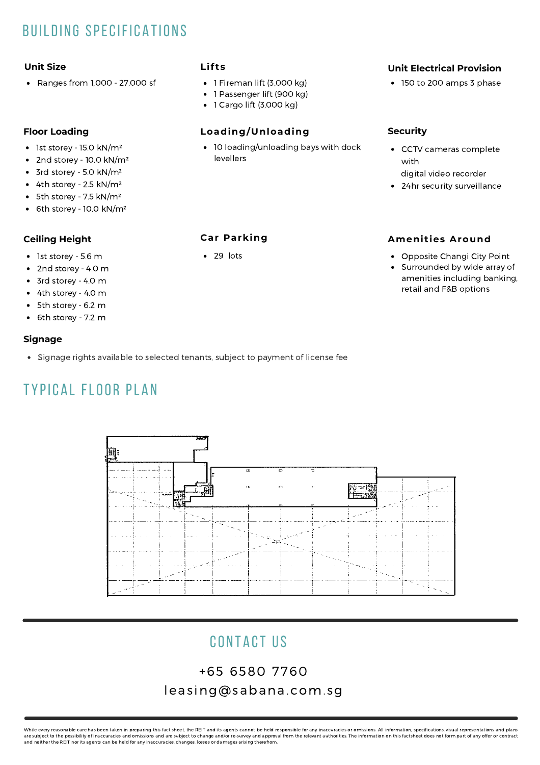## BUILDING SPECIFICATIONS

### Unit Size

- Ranges from 1,000 - 27,000 sf

### Lifts

- 1 Fireman lift (3,000 kg)
- 1 Passenger lift (900 kg)
- 1 Cargo lift (3,000 kg)

### Unit Electrical Provision

- 150 to 200 amps 3 phase

### Floor Loading

- 1st storey - 15.0 kN/m²
- 2nd storey - 10.0 kN/m²
- 3rd storey - 5.0 kN/m²
- 4th storey - 2.5 kN/m²
- 5th storey - 7.5 kN/m²
- 6th storey - 10.0 kN/m²

### Loading/Unloading

- 10 loading/unloading bays with dock levellers

### Security

- CCTV cameras complete with digital video recorder
- 24hr security surveillance

### Ceiling Height

- 1st storey - 5.6 m
- 2nd storey - 4.0 m
- 3rd storey - 4.0 m
- 4th storey - 4.0 m
- 5th storey - 6.2 m
- 6th storey - 7.2 m

### Car Parking

- 29 lots

### Amenities Around

- Opposite Changi City Point
- Surrounded by wide array of amenities including banking, retail and F&B options

### Signage

- Signage rights available to selected tenants, subject to payment of license fee

## TYPICAL FLOOR PLAN

## CONTACT US

+65 6580 7760

leasing@sabana.com.sg

While every reasonable care has been taken in preparing this fact sheet, the REIT and its agents cannot be held responsible for any inaccuracies or omissions. All information, specifications, visual representations and plans are subject to the possibility of inaccuracies and omissions and are subject to change and/or re-survey and approval from the relevant authorities. The information on this factsheet does not form part of any offer or contract and neither the REIT nor its agents can be held for any inaccuracies, changes, losses or damages arising therefrom.